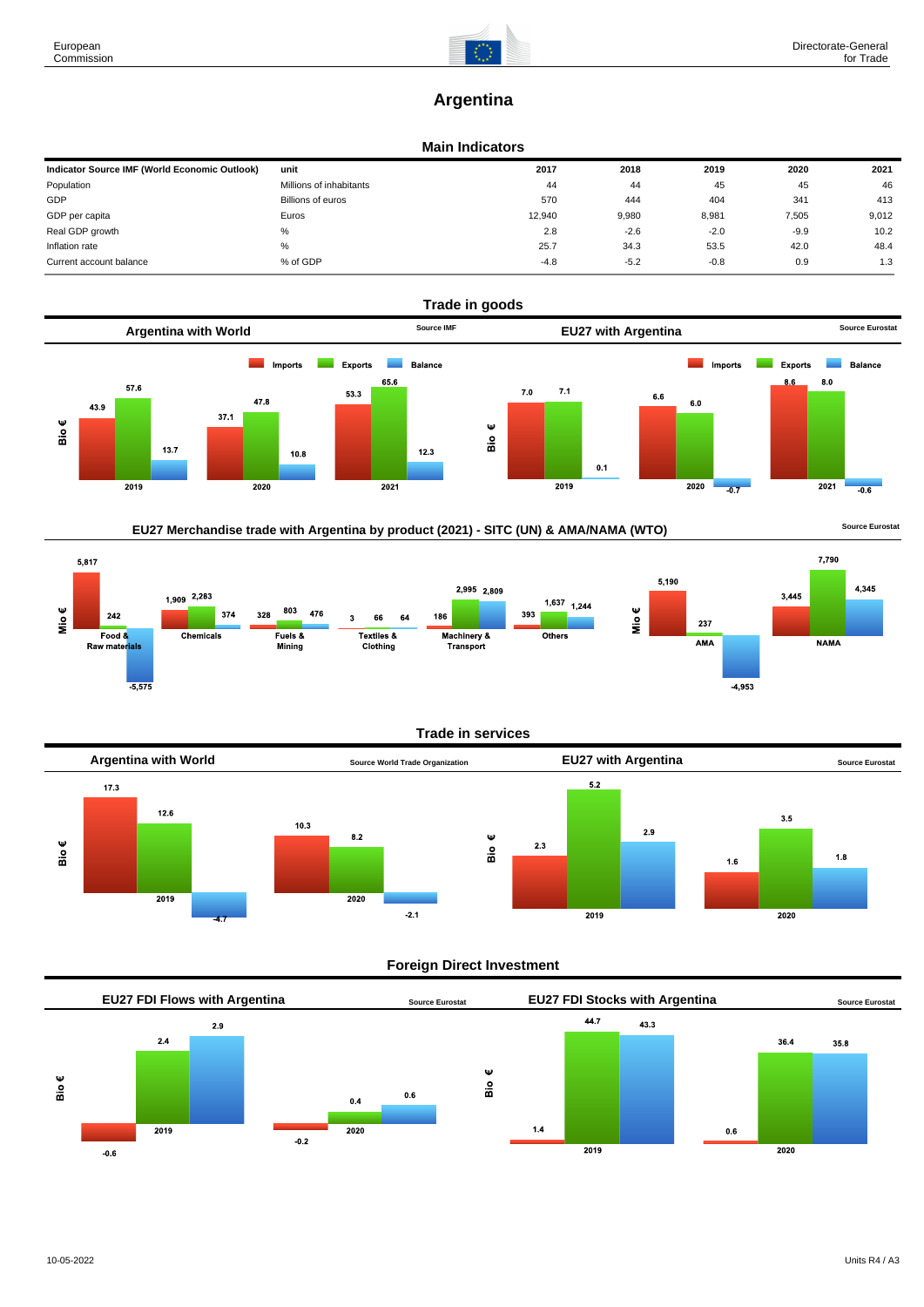# Argentina

## Main Indicators

| Indicator Source IMF (World Economic Outlook) | unit | 2017 | 2018 | 2019 | 2020 | 2021 |
|---|---|---|---|---|---|---|
| Population | Millions of inhabitants | 44 | 44 | 45 | 45 | 46 |
| GDP | Billions of euros | 570 | 444 | 404 | 341 | 413 |
| GDP per capita | Euros | 12,940 | 9,980 | 8,981 | 7,505 | 9,012 |
| Real GDP growth | % | 2.8 | -2.6 | -2.0 | -9.9 | 10.2 |
| Inflation rate | % | 25.7 | 34.3 | 53.5 | 42.0 | 48.4 |
| Current account balance | % of GDP | -4.8 | -5.2 | -0.8 | 0.9 | 1.3 |

## Trade in goods

### Argentina with World

Source IMF

| Bio € | Imports | Exports | Balance |
|---|---|---|---|
| 2019 | 43.9 | 57.6 | 13.7 |
| 2020 | 37.1 | 47.8 | 10.8 |
| 2021 | 53.3 | 65.6 | 12.3 |

### EU27 with Argentina

Source Eurostat

| Bio € | Imports | Exports | Balance |
|---|---|---|---|
| 2019 | 7.0 | 7.1 | 0.1 |
| 2020 | 6.6 | 6.0 | -0.7 |
| 2021 | 8.6 | 8.0 | -0.6 |

### EU27 Merchandise trade with Argentina by product (2021) - SITC (UN) & AMA/NAMA (WTO)

Source Eurostat

| Mio € | Imports | Exports | Balance |
|---|---|---|---|
| Food & Raw materials | 5,817 | 242 | -5,575 |
| Chemicals | 1,909 | 2,283 | 374 |
| Fuels & Mining | 328 | 803 | 476 |
| Textiles & Clothing | 3 | 66 | 64 |
| Machinery & Transport | 186 | 2,995 | 2,809 |
| Others | 393 | 1,637 | 1,244 |

| Mio € | Imports | Exports | Balance |
|---|---|---|---|
| AMA | 5,190 | 237 | -4,953 |
| NAMA | 3,445 | 7,790 | 4,345 |

## Trade in services

### Argentina with World

Source World Trade Organization

| Bio € | Imports | Exports | Balance |
|---|---|---|---|
| 2019 | 17.3 | 12.6 | -4.7 |
| 2020 | 10.3 | 8.2 | -2.1 |

### EU27 with Argentina

Source Eurostat

| Bio € | Imports | Exports | Balance |
|---|---|---|---|
| 2019 | 2.3 | 5.2 | 2.9 |
| 2020 | 1.6 | 3.5 | 1.8 |

## Foreign Direct Investment

### EU27 FDI Flows with Argentina

Source Eurostat

| Bio € | | | |
|---|---|---|---|
| 2019 | -0.6 | 2.4 | 2.9 |
| 2020 | -0.2 | 0.4 | 0.6 |

### EU27 FDI Stocks with Argentina

Source Eurostat

| Bio € | | | |
|---|---|---|---|
| 2019 | 1.4 | 44.7 | 43.3 |
| 2020 | 0.6 | 36.4 | 35.8 |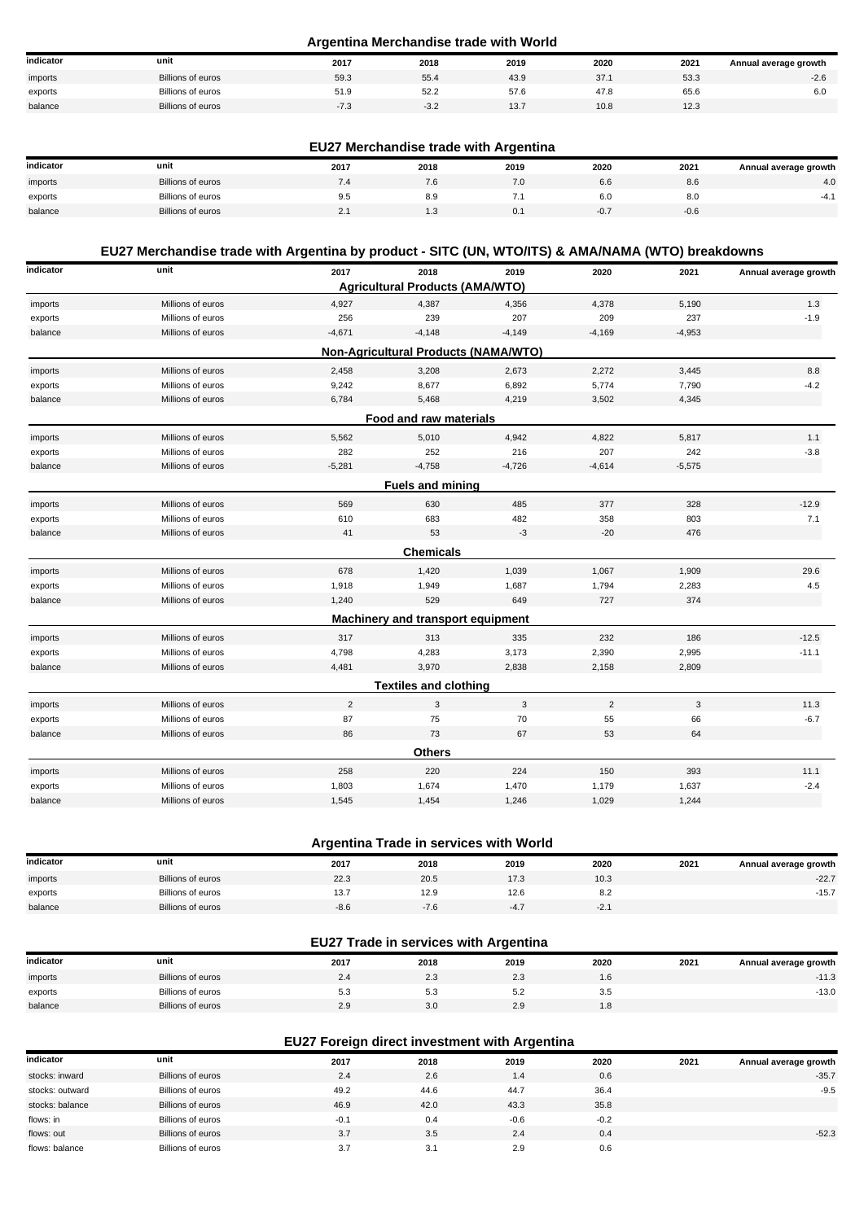### Argentina Merchandise trade with World

| indicator | unit | 2017 | 2018 | 2019 | 2020 | 2021 | Annual average growth |
|---|---|---|---|---|---|---|---|
| imports | Billions of euros | 59.3 | 55.4 | 43.9 | 37.1 | 53.3 | -2.6 |
| exports | Billions of euros | 51.9 | 52.2 | 57.6 | 47.8 | 65.6 | 6.0 |
| balance | Billions of euros | -7.3 | -3.2 | 13.7 | 10.8 | 12.3 | |

### EU27 Merchandise trade with Argentina

| indicator | unit | 2017 | 2018 | 2019 | 2020 | 2021 | Annual average growth |
|---|---|---|---|---|---|---|---|
| imports | Billions of euros | 7.4 | 7.6 | 7.0 | 6.6 | 8.6 | 4.0 |
| exports | Billions of euros | 9.5 | 8.9 | 7.1 | 6.0 | 8.0 | -4.1 |
| balance | Billions of euros | 2.1 | 1.3 | 0.1 | -0.7 | -0.6 | |

### EU27 Merchandise trade with Argentina by product - SITC (UN, WTO/ITS) & AMA/NAMA (WTO) breakdowns

| indicator | unit | 2017 | 2018 | 2019 | 2020 | 2021 | Annual average growth |
|---|---|---|---|---|---|---|---|
| **Agricultural Products (AMA/WTO)** | | | | | | | |
| imports | Millions of euros | 4,927 | 4,387 | 4,356 | 4,378 | 5,190 | 1.3 |
| exports | Millions of euros | 256 | 239 | 207 | 209 | 237 | -1.9 |
| balance | Millions of euros | -4,671 | -4,148 | -4,149 | -4,169 | -4,953 | |
| **Non-Agricultural Products (NAMA/WTO)** | | | | | | | |
| imports | Millions of euros | 2,458 | 3,208 | 2,673 | 2,272 | 3,445 | 8.8 |
| exports | Millions of euros | 9,242 | 8,677 | 6,892 | 5,774 | 7,790 | -4.2 |
| balance | Millions of euros | 6,784 | 5,468 | 4,219 | 3,502 | 4,345 | |
| **Food and raw materials** | | | | | | | |
| imports | Millions of euros | 5,562 | 5,010 | 4,942 | 4,822 | 5,817 | 1.1 |
| exports | Millions of euros | 282 | 252 | 216 | 207 | 242 | -3.8 |
| balance | Millions of euros | -5,281 | -4,758 | -4,726 | -4,614 | -5,575 | |
| **Fuels and mining** | | | | | | | |
| imports | Millions of euros | 569 | 630 | 485 | 377 | 328 | -12.9 |
| exports | Millions of euros | 610 | 683 | 482 | 358 | 803 | 7.1 |
| balance | Millions of euros | 41 | 53 | -3 | -20 | 476 | |
| **Chemicals** | | | | | | | |
| imports | Millions of euros | 678 | 1,420 | 1,039 | 1,067 | 1,909 | 29.6 |
| exports | Millions of euros | 1,918 | 1,949 | 1,687 | 1,794 | 2,283 | 4.5 |
| balance | Millions of euros | 1,240 | 529 | 649 | 727 | 374 | |
| **Machinery and transport equipment** | | | | | | | |
| imports | Millions of euros | 317 | 313 | 335 | 232 | 186 | -12.5 |
| exports | Millions of euros | 4,798 | 4,283 | 3,173 | 2,390 | 2,995 | -11.1 |
| balance | Millions of euros | 4,481 | 3,970 | 2,838 | 2,158 | 2,809 | |
| **Textiles and clothing** | | | | | | | |
| imports | Millions of euros | 2 | 3 | 3 | 2 | 3 | 11.3 |
| exports | Millions of euros | 87 | 75 | 70 | 55 | 66 | -6.7 |
| balance | Millions of euros | 86 | 73 | 67 | 53 | 64 | |
| **Others** | | | | | | | |
| imports | Millions of euros | 258 | 220 | 224 | 150 | 393 | 11.1 |
| exports | Millions of euros | 1,803 | 1,674 | 1,470 | 1,179 | 1,637 | -2.4 |
| balance | Millions of euros | 1,545 | 1,454 | 1,246 | 1,029 | 1,244 | |

### Argentina Trade in services with World

| indicator | unit | 2017 | 2018 | 2019 | 2020 | 2021 | Annual average growth |
|---|---|---|---|---|---|---|---|
| imports | Billions of euros | 22.3 | 20.5 | 17.3 | 10.3 | | -22.7 |
| exports | Billions of euros | 13.7 | 12.9 | 12.6 | 8.2 | | -15.7 |
| balance | Billions of euros | -8.6 | -7.6 | -4.7 | -2.1 | | |

### EU27 Trade in services with Argentina

| indicator | unit | 2017 | 2018 | 2019 | 2020 | 2021 | Annual average growth |
|---|---|---|---|---|---|---|---|
| imports | Billions of euros | 2.4 | 2.3 | 2.3 | 1.6 | | -11.3 |
| exports | Billions of euros | 5.3 | 5.3 | 5.2 | 3.5 | | -13.0 |
| balance | Billions of euros | 2.9 | 3.0 | 2.9 | 1.8 | | |

### EU27 Foreign direct investment with Argentina

| indicator | unit | 2017 | 2018 | 2019 | 2020 | 2021 | Annual average growth |
|---|---|---|---|---|---|---|---|
| stocks: inward | Billions of euros | 2.4 | 2.6 | 1.4 | 0.6 | | -35.7 |
| stocks: outward | Billions of euros | 49.2 | 44.6 | 44.7 | 36.4 | | -9.5 |
| stocks: balance | Billions of euros | 46.9 | 42.0 | 43.3 | 35.8 | | |
| flows: in | Billions of euros | -0.1 | 0.4 | -0.6 | -0.2 | | |
| flows: out | Billions of euros | 3.7 | 3.5 | 2.4 | 0.4 | | -52.3 |
| flows: balance | Billions of euros | 3.7 | 3.1 | 2.9 | 0.6 | | |